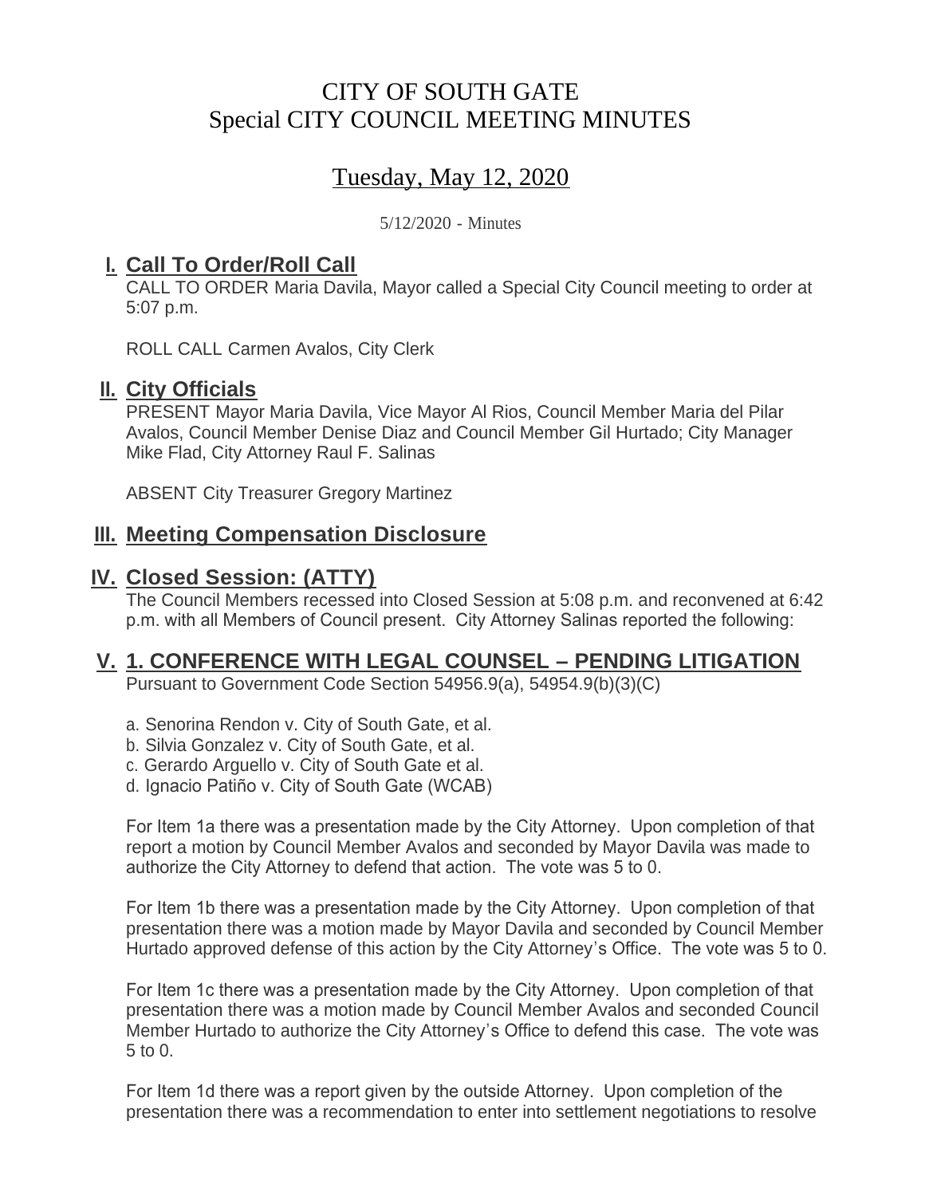# CITY OF SOUTH GATE
# Special CITY COUNCIL MEETING MINUTES

## Tuesday, May 12, 2020

5/12/2020 - Minutes

## I. Call To Order/Roll Call

CALL TO ORDER Maria Davila, Mayor called a Special City Council meeting to order at 5:07 p.m.

ROLL CALL Carmen Avalos, City Clerk

## II. City Officials

PRESENT Mayor Maria Davila, Vice Mayor Al Rios, Council Member Maria del Pilar Avalos, Council Member Denise Diaz and Council Member Gil Hurtado; City Manager Mike Flad, City Attorney Raul F. Salinas

ABSENT City Treasurer Gregory Martinez

## III. Meeting Compensation Disclosure

## IV. Closed Session: (ATTY)

The Council Members recessed into Closed Session at 5:08 p.m. and reconvened at 6:42 p.m. with all Members of Council present. City Attorney Salinas reported the following:

## V. 1. CONFERENCE WITH LEGAL COUNSEL – PENDING LITIGATION

Pursuant to Government Code Section 54956.9(a), 54954.9(b)(3)(C)

a. Senorina Rendon v. City of South Gate, et al.
b. Silvia Gonzalez v. City of South Gate, et al.
c. Gerardo Arguello v. City of South Gate et al.
d. Ignacio Patiño v. City of South Gate (WCAB)

For Item 1a there was a presentation made by the City Attorney. Upon completion of that report a motion by Council Member Avalos and seconded by Mayor Davila was made to authorize the City Attorney to defend that action. The vote was 5 to 0.

For Item 1b there was a presentation made by the City Attorney. Upon completion of that presentation there was a motion made by Mayor Davila and seconded by Council Member Hurtado approved defense of this action by the City Attorney's Office. The vote was 5 to 0.

For Item 1c there was a presentation made by the City Attorney. Upon completion of that presentation there was a motion made by Council Member Avalos and seconded Council Member Hurtado to authorize the City Attorney's Office to defend this case. The vote was 5 to 0.

For Item 1d there was a report given by the outside Attorney. Upon completion of the presentation there was a recommendation to enter into settlement negotiations to resolve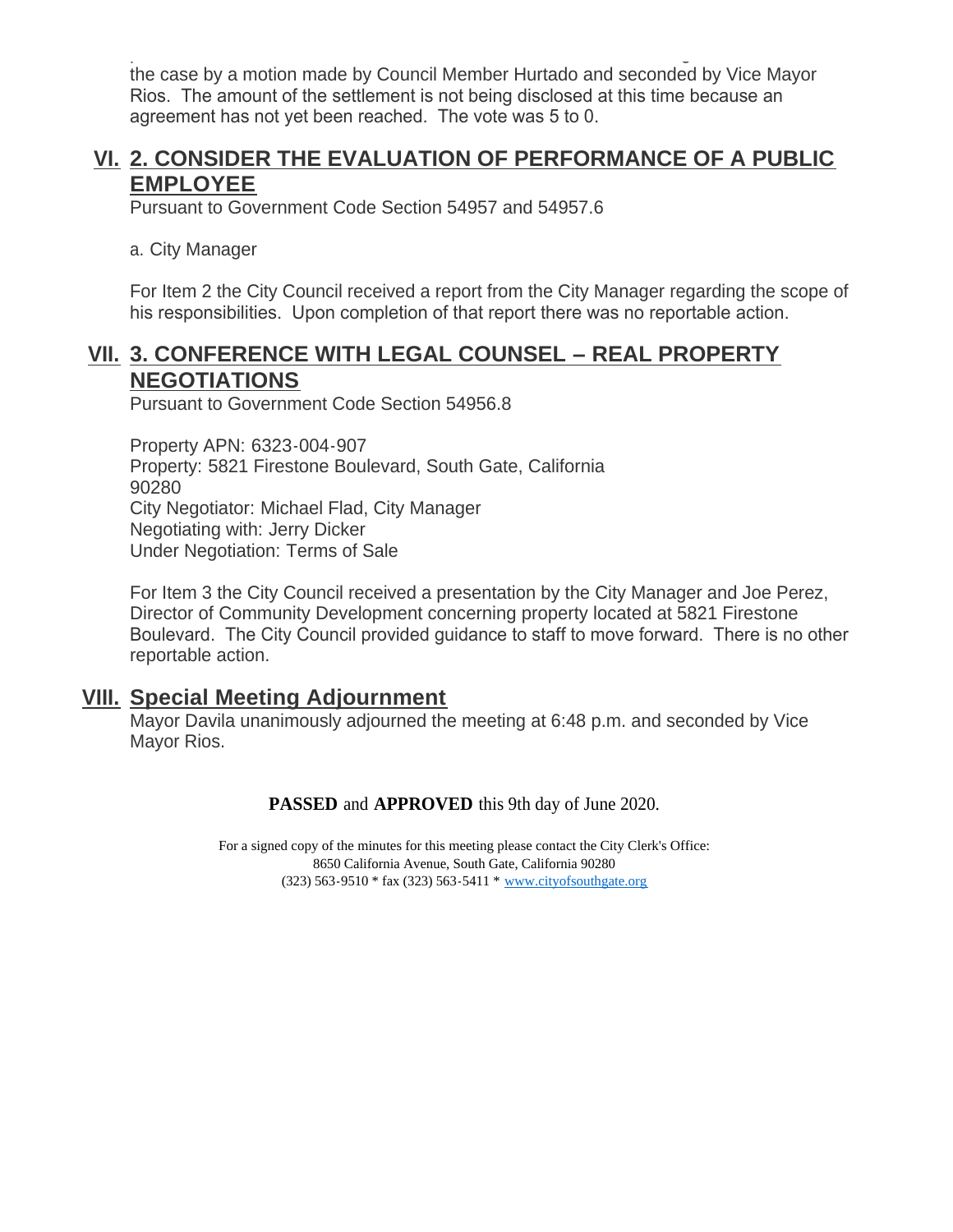the case by a motion made by Council Member Hurtado and seconded by Vice Mayor Rios. The amount of the settlement is not being disclosed at this time because an agreement has not yet been reached. The vote was 5 to 0.

## VI. 2. CONSIDER THE EVALUATION OF PERFORMANCE OF A PUBLIC EMPLOYEE

Pursuant to Government Code Section 54957 and 54957.6

a. City Manager

For Item 2 the City Council received a report from the City Manager regarding the scope of his responsibilities. Upon completion of that report there was no reportable action.

## VII. 3. CONFERENCE WITH LEGAL COUNSEL – REAL PROPERTY NEGOTIATIONS

Pursuant to Government Code Section 54956.8

Property APN: 6323-004-907
Property: 5821 Firestone Boulevard, South Gate, California 90280
City Negotiator: Michael Flad, City Manager
Negotiating with: Jerry Dicker
Under Negotiation: Terms of Sale

For Item 3 the City Council received a presentation by the City Manager and Joe Perez, Director of Community Development concerning property located at 5821 Firestone Boulevard. The City Council provided guidance to staff to move forward. There is no other reportable action.

## VIII. Special Meeting Adjournment

Mayor Davila unanimously adjourned the meeting at 6:48 p.m. and seconded by Vice Mayor Rios.

**PASSED** and **APPROVED** this 9th day of June 2020.

For a signed copy of the minutes for this meeting please contact the City Clerk's Office:
8650 California Avenue, South Gate, California 90280
(323) 563-9510 * fax (323) 563-5411 * www.cityofsouthgate.org